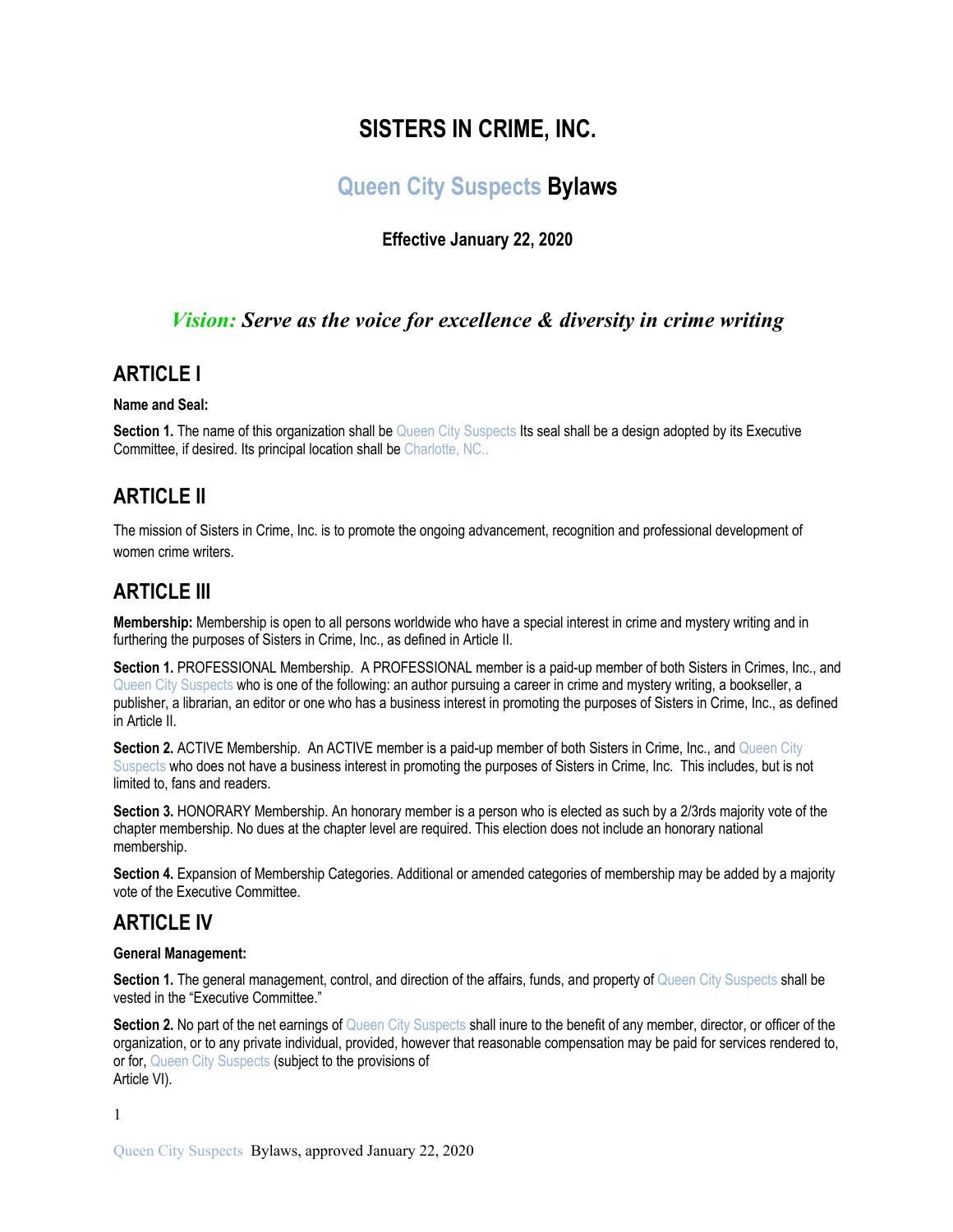# SISTERS IN CRIME, INC.

## Queen City Suspects Bylaws

**Effective January 22, 2020**

### *Vision: Serve as the voice for excellence & diversity in crime writing*

## ARTICLE I

**Name and Seal:**

**Section 1.** The name of this organization shall be Queen City Suspects Its seal shall be a design adopted by its Executive Committee, if desired. Its principal location shall be Charlotte, NC..

## ARTICLE II

The mission of Sisters in Crime, Inc. is to promote the ongoing advancement, recognition and professional development of women crime writers.

## ARTICLE III

**Membership:** Membership is open to all persons worldwide who have a special interest in crime and mystery writing and in furthering the purposes of Sisters in Crime, Inc., as defined in Article II.

**Section 1.** PROFESSIONAL Membership. A PROFESSIONAL member is a paid-up member of both Sisters in Crimes, Inc., and Queen City Suspects who is one of the following: an author pursuing a career in crime and mystery writing, a bookseller, a publisher, a librarian, an editor or one who has a business interest in promoting the purposes of Sisters in Crime, Inc., as defined in Article II.

**Section 2.** ACTIVE Membership. An ACTIVE member is a paid-up member of both Sisters in Crime, Inc., and Queen City Suspects who does not have a business interest in promoting the purposes of Sisters in Crime, Inc. This includes, but is not limited to, fans and readers.

**Section 3.** HONORARY Membership. An honorary member is a person who is elected as such by a 2/3rds majority vote of the chapter membership. No dues at the chapter level are required. This election does not include an honorary national membership.

**Section 4.** Expansion of Membership Categories. Additional or amended categories of membership may be added by a majority vote of the Executive Committee.

## ARTICLE IV

**General Management:**

**Section 1.** The general management, control, and direction of the affairs, funds, and property of Queen City Suspects shall be vested in the "Executive Committee."

**Section 2.** No part of the net earnings of Queen City Suspects shall inure to the benefit of any member, director, or officer of the organization, or to any private individual, provided, however that reasonable compensation may be paid for services rendered to, or for, Queen City Suspects (subject to the provisions of Article VI).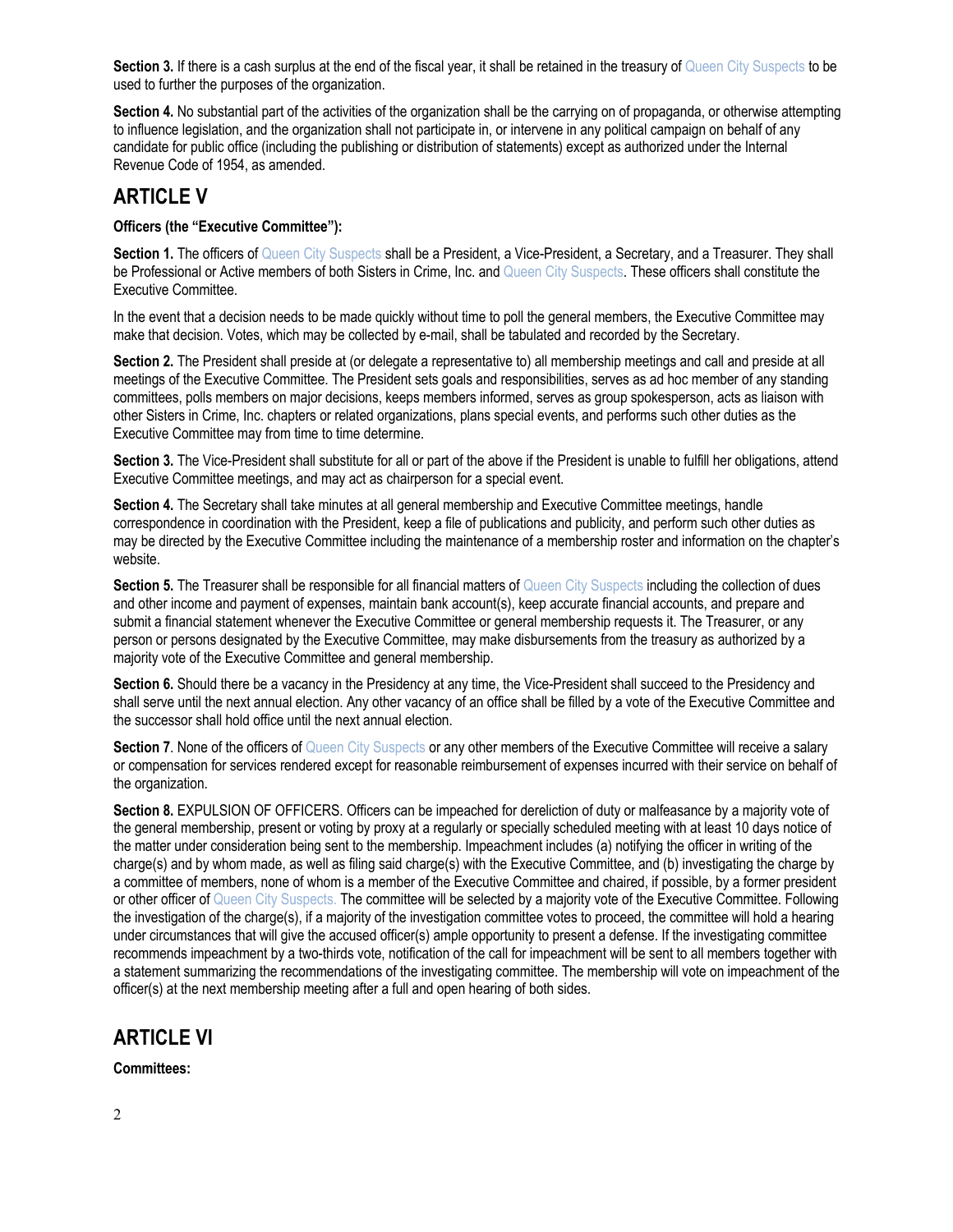**Section 3.** If there is a cash surplus at the end of the fiscal year, it shall be retained in the treasury of Queen City Suspects to be used to further the purposes of the organization.

**Section 4.** No substantial part of the activities of the organization shall be the carrying on of propaganda, or otherwise attempting to influence legislation, and the organization shall not participate in, or intervene in any political campaign on behalf of any candidate for public office (including the publishing or distribution of statements) except as authorized under the Internal Revenue Code of 1954, as amended.

## ARTICLE V

**Officers (the "Executive Committee"):**

**Section 1.** The officers of Queen City Suspects shall be a President, a Vice-President, a Secretary, and a Treasurer. They shall be Professional or Active members of both Sisters in Crime, Inc. and Queen City Suspects. These officers shall constitute the Executive Committee.

In the event that a decision needs to be made quickly without time to poll the general members, the Executive Committee may make that decision. Votes, which may be collected by e-mail, shall be tabulated and recorded by the Secretary.

**Section 2.** The President shall preside at (or delegate a representative to) all membership meetings and call and preside at all meetings of the Executive Committee. The President sets goals and responsibilities, serves as ad hoc member of any standing committees, polls members on major decisions, keeps members informed, serves as group spokesperson, acts as liaison with other Sisters in Crime, Inc. chapters or related organizations, plans special events, and performs such other duties as the Executive Committee may from time to time determine.

**Section 3.** The Vice-President shall substitute for all or part of the above if the President is unable to fulfill her obligations, attend Executive Committee meetings, and may act as chairperson for a special event.

**Section 4.** The Secretary shall take minutes at all general membership and Executive Committee meetings, handle correspondence in coordination with the President, keep a file of publications and publicity, and perform such other duties as may be directed by the Executive Committee including the maintenance of a membership roster and information on the chapter's website.

**Section 5.** The Treasurer shall be responsible for all financial matters of Queen City Suspects including the collection of dues and other income and payment of expenses, maintain bank account(s), keep accurate financial accounts, and prepare and submit a financial statement whenever the Executive Committee or general membership requests it. The Treasurer, or any person or persons designated by the Executive Committee, may make disbursements from the treasury as authorized by a majority vote of the Executive Committee and general membership.

**Section 6.** Should there be a vacancy in the Presidency at any time, the Vice-President shall succeed to the Presidency and shall serve until the next annual election. Any other vacancy of an office shall be filled by a vote of the Executive Committee and the successor shall hold office until the next annual election.

**Section 7**. None of the officers of Queen City Suspects or any other members of the Executive Committee will receive a salary or compensation for services rendered except for reasonable reimbursement of expenses incurred with their service on behalf of the organization.

**Section 8.** EXPULSION OF OFFICERS. Officers can be impeached for dereliction of duty or malfeasance by a majority vote of the general membership, present or voting by proxy at a regularly or specially scheduled meeting with at least 10 days notice of the matter under consideration being sent to the membership. Impeachment includes (a) notifying the officer in writing of the charge(s) and by whom made, as well as filing said charge(s) with the Executive Committee, and (b) investigating the charge by a committee of members, none of whom is a member of the Executive Committee and chaired, if possible, by a former president or other officer of Queen City Suspects. The committee will be selected by a majority vote of the Executive Committee. Following the investigation of the charge(s), if a majority of the investigation committee votes to proceed, the committee will hold a hearing under circumstances that will give the accused officer(s) ample opportunity to present a defense. If the investigating committee recommends impeachment by a two-thirds vote, notification of the call for impeachment will be sent to all members together with a statement summarizing the recommendations of the investigating committee. The membership will vote on impeachment of the officer(s) at the next membership meeting after a full and open hearing of both sides.

## ARTICLE VI

**Committees:**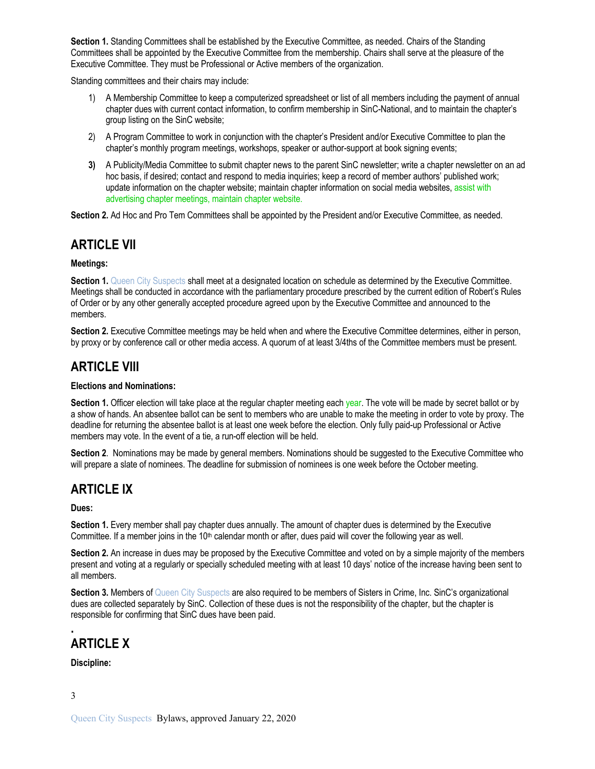**Section 1.** Standing Committees shall be established by the Executive Committee, as needed. Chairs of the Standing Committees shall be appointed by the Executive Committee from the membership. Chairs shall serve at the pleasure of the Executive Committee. They must be Professional or Active members of the organization.

Standing committees and their chairs may include:

1) A Membership Committee to keep a computerized spreadsheet or list of all members including the payment of annual chapter dues with current contact information, to confirm membership in SinC-National, and to maintain the chapter's group listing on the SinC website;

2) A Program Committee to work in conjunction with the chapter's President and/or Executive Committee to plan the chapter's monthly program meetings, workshops, speaker or author-support at book signing events;

3) A Publicity/Media Committee to submit chapter news to the parent SinC newsletter; write a chapter newsletter on an ad hoc basis, if desired; contact and respond to media inquiries; keep a record of member authors' published work; update information on the chapter website; maintain chapter information on social media websites, assist with advertising chapter meetings, maintain chapter website.

**Section 2.** Ad Hoc and Pro Tem Committees shall be appointed by the President and/or Executive Committee, as needed.

## ARTICLE VII

**Meetings:**

**Section 1.** Queen City Suspects shall meet at a designated location on schedule as determined by the Executive Committee. Meetings shall be conducted in accordance with the parliamentary procedure prescribed by the current edition of Robert's Rules of Order or by any other generally accepted procedure agreed upon by the Executive Committee and announced to the members.

**Section 2.** Executive Committee meetings may be held when and where the Executive Committee determines, either in person, by proxy or by conference call or other media access. A quorum of at least 3/4ths of the Committee members must be present.

## ARTICLE VIII

**Elections and Nominations:**

**Section 1.** Officer election will take place at the regular chapter meeting each year. The vote will be made by secret ballot or by a show of hands. An absentee ballot can be sent to members who are unable to make the meeting in order to vote by proxy. The deadline for returning the absentee ballot is at least one week before the election. Only fully paid-up Professional or Active members may vote. In the event of a tie, a run-off election will be held.

**Section 2**. Nominations may be made by general members. Nominations should be suggested to the Executive Committee who will prepare a slate of nominees. The deadline for submission of nominees is one week before the October meeting.

## ARTICLE IX

**Dues:**

**Section 1.** Every member shall pay chapter dues annually. The amount of chapter dues is determined by the Executive Committee. If a member joins in the 10th calendar month or after, dues paid will cover the following year as well.

**Section 2.** An increase in dues may be proposed by the Executive Committee and voted on by a simple majority of the members present and voting at a regularly or specially scheduled meeting with at least 10 days' notice of the increase having been sent to all members.

**Section 3.** Members of Queen City Suspects are also required to be members of Sisters in Crime, Inc. SinC's organizational dues are collected separately by SinC. Collection of these dues is not the responsibility of the chapter, but the chapter is responsible for confirming that SinC dues have been paid.

## ARTICLE X

**Discipline:**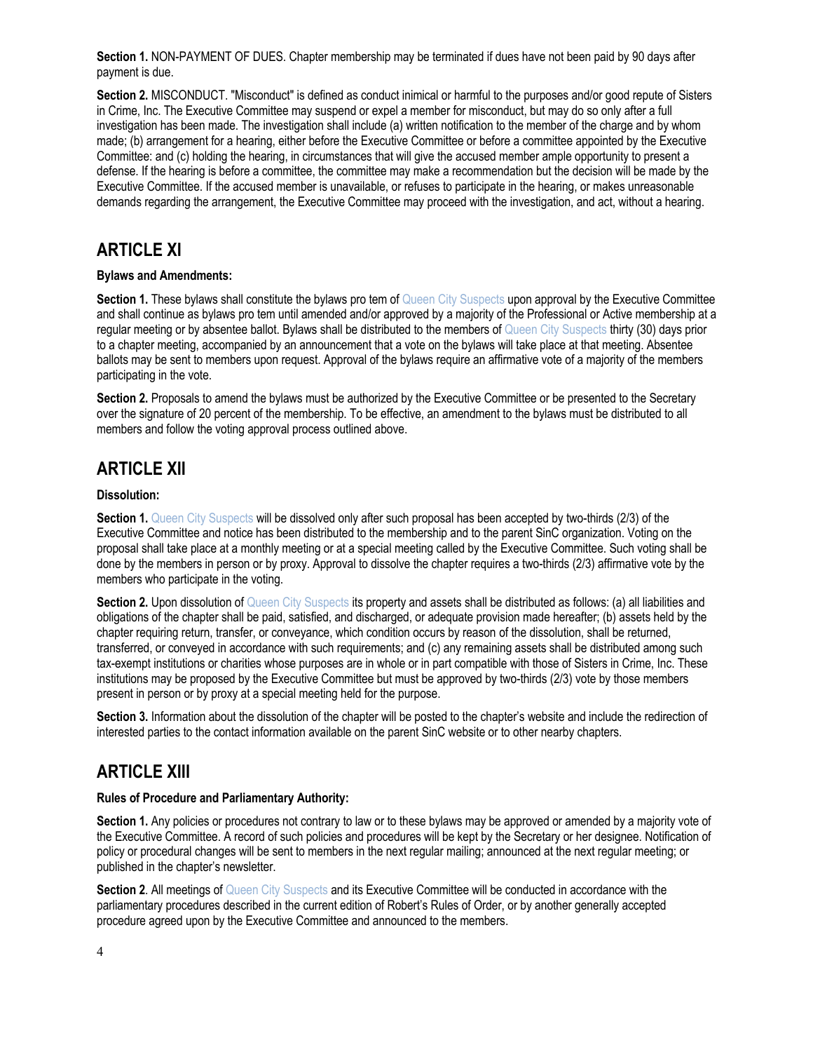**Section 1.** NON-PAYMENT OF DUES. Chapter membership may be terminated if dues have not been paid by 90 days after payment is due.

**Section 2.** MISCONDUCT. "Misconduct" is defined as conduct inimical or harmful to the purposes and/or good repute of Sisters in Crime, Inc. The Executive Committee may suspend or expel a member for misconduct, but may do so only after a full investigation has been made. The investigation shall include (a) written notification to the member of the charge and by whom made; (b) arrangement for a hearing, either before the Executive Committee or before a committee appointed by the Executive Committee: and (c) holding the hearing, in circumstances that will give the accused member ample opportunity to present a defense. If the hearing is before a committee, the committee may make a recommendation but the decision will be made by the Executive Committee. If the accused member is unavailable, or refuses to participate in the hearing, or makes unreasonable demands regarding the arrangement, the Executive Committee may proceed with the investigation, and act, without a hearing.

## ARTICLE XI

**Bylaws and Amendments:**

**Section 1.** These bylaws shall constitute the bylaws pro tem of Queen City Suspects upon approval by the Executive Committee and shall continue as bylaws pro tem until amended and/or approved by a majority of the Professional or Active membership at a regular meeting or by absentee ballot. Bylaws shall be distributed to the members of Queen City Suspects thirty (30) days prior to a chapter meeting, accompanied by an announcement that a vote on the bylaws will take place at that meeting. Absentee ballots may be sent to members upon request. Approval of the bylaws require an affirmative vote of a majority of the members participating in the vote.

**Section 2.** Proposals to amend the bylaws must be authorized by the Executive Committee or be presented to the Secretary over the signature of 20 percent of the membership. To be effective, an amendment to the bylaws must be distributed to all members and follow the voting approval process outlined above.

## ARTICLE XII

**Dissolution:**

**Section 1.** Queen City Suspects will be dissolved only after such proposal has been accepted by two-thirds (2/3) of the Executive Committee and notice has been distributed to the membership and to the parent SinC organization. Voting on the proposal shall take place at a monthly meeting or at a special meeting called by the Executive Committee. Such voting shall be done by the members in person or by proxy. Approval to dissolve the chapter requires a two-thirds (2/3) affirmative vote by the members who participate in the voting.

**Section 2.** Upon dissolution of Queen City Suspects its property and assets shall be distributed as follows: (a) all liabilities and obligations of the chapter shall be paid, satisfied, and discharged, or adequate provision made hereafter; (b) assets held by the chapter requiring return, transfer, or conveyance, which condition occurs by reason of the dissolution, shall be returned, transferred, or conveyed in accordance with such requirements; and (c) any remaining assets shall be distributed among such tax-exempt institutions or charities whose purposes are in whole or in part compatible with those of Sisters in Crime, Inc. These institutions may be proposed by the Executive Committee but must be approved by two-thirds (2/3) vote by those members present in person or by proxy at a special meeting held for the purpose.

**Section 3.** Information about the dissolution of the chapter will be posted to the chapter's website and include the redirection of interested parties to the contact information available on the parent SinC website or to other nearby chapters.

## ARTICLE XIII

**Rules of Procedure and Parliamentary Authority:**

**Section 1.** Any policies or procedures not contrary to law or to these bylaws may be approved or amended by a majority vote of the Executive Committee. A record of such policies and procedures will be kept by the Secretary or her designee. Notification of policy or procedural changes will be sent to members in the next regular mailing; announced at the next regular meeting; or published in the chapter's newsletter.

**Section 2**. All meetings of Queen City Suspects and its Executive Committee will be conducted in accordance with the parliamentary procedures described in the current edition of Robert's Rules of Order, or by another generally accepted procedure agreed upon by the Executive Committee and announced to the members.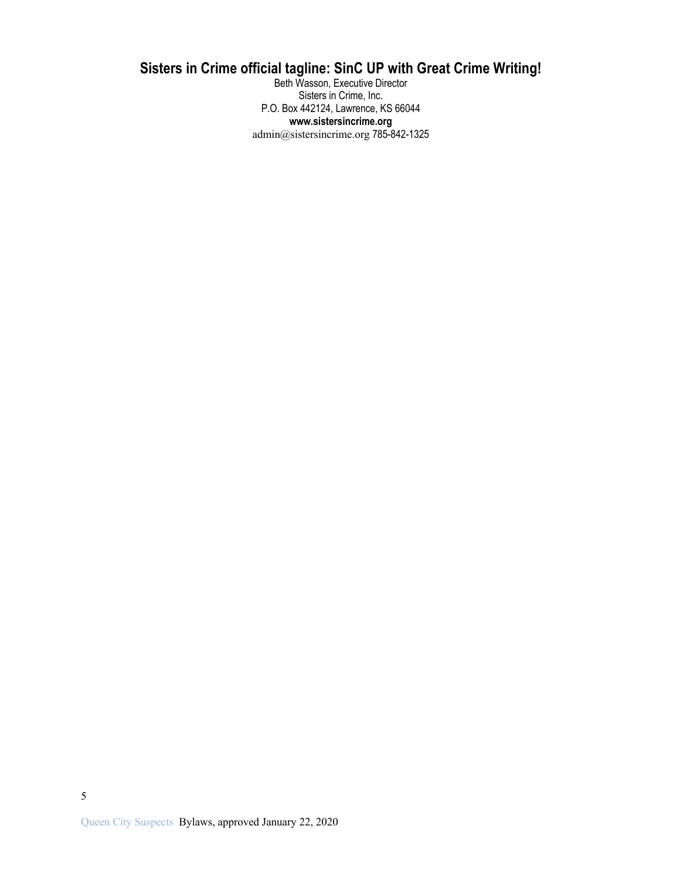**Sisters in Crime official tagline: SinC UP with Great Crime Writing!**

Beth Wasson, Executive Director
Sisters in Crime, Inc.
P.O. Box 442124, Lawrence, KS 66044
**www.sistersincrime.org**
admin@sistersincrime.org 785-842-1325